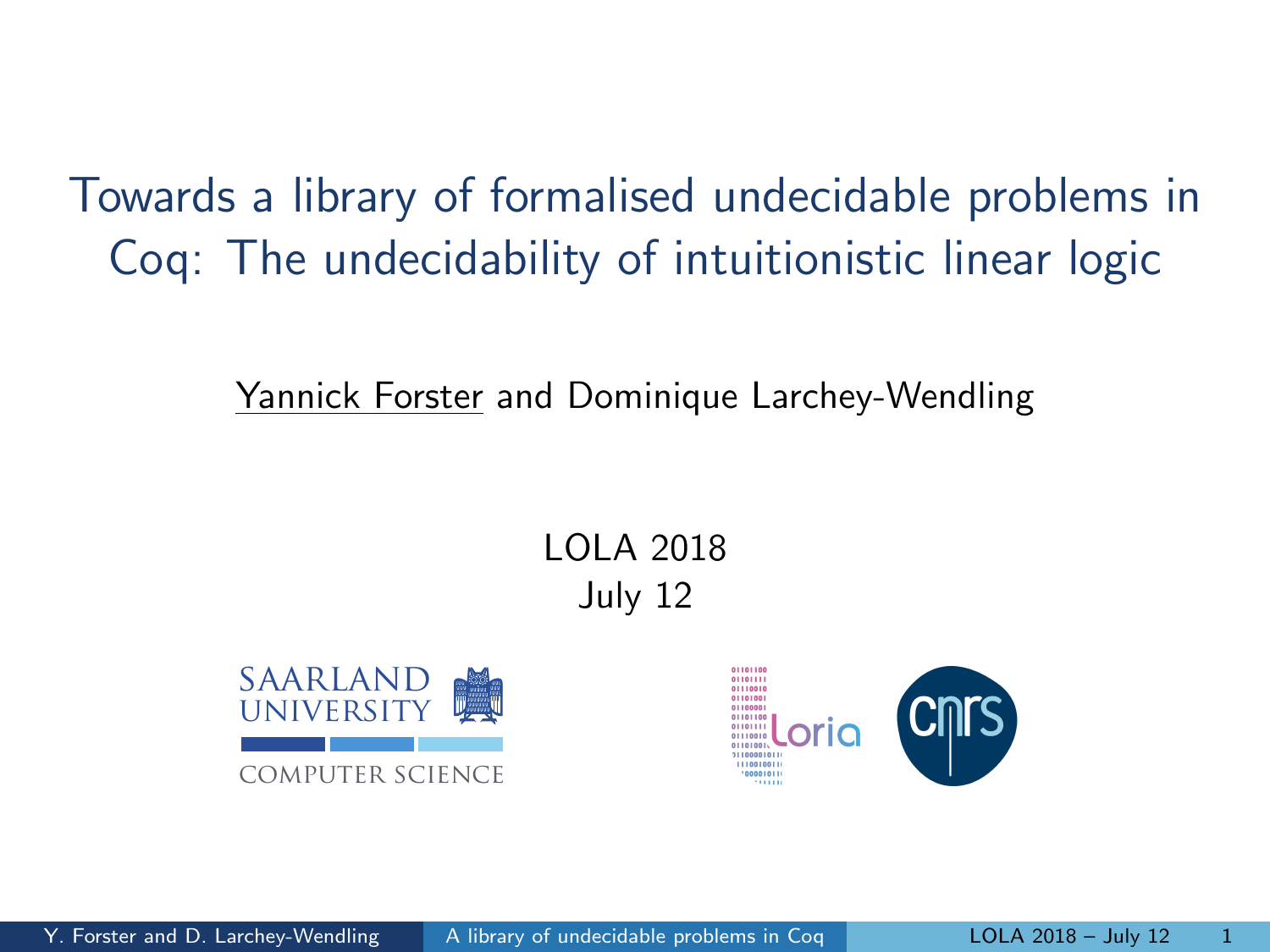# Towards a library of formalised undecidable problems in Coq: The undecidability of intuitionistic linear logic

Yannick Forster and Dominique Larchey-Wendling

LOLA 2018
July 12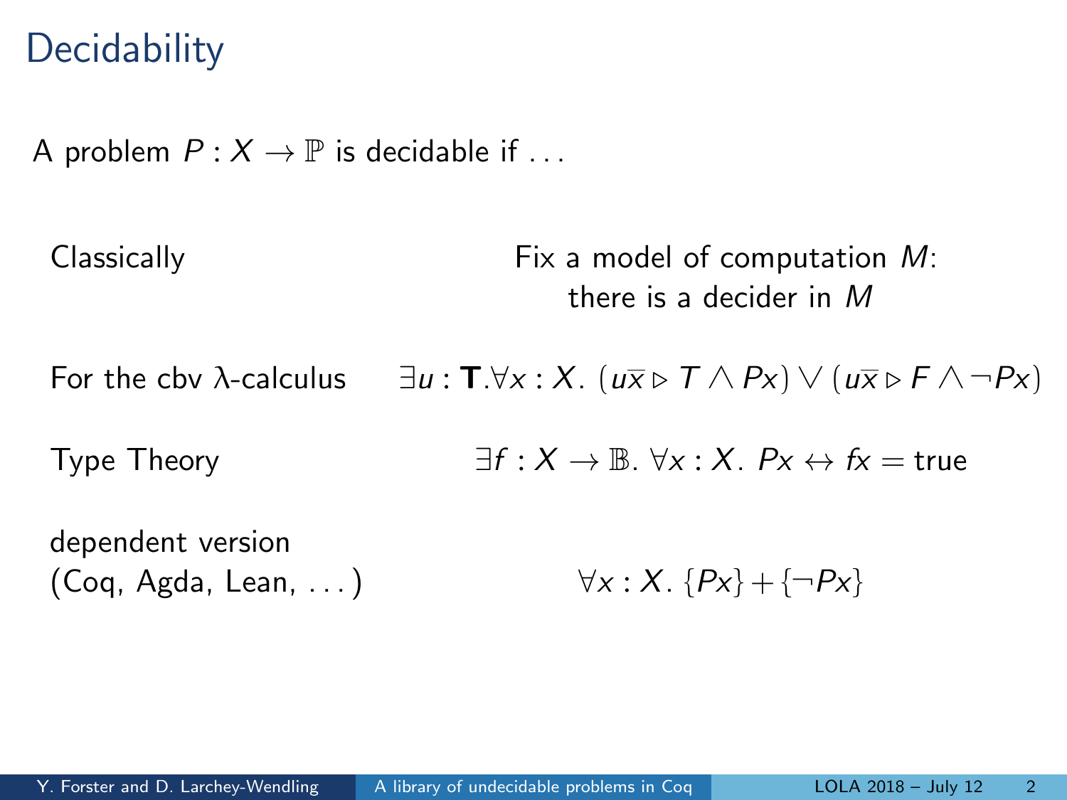# Decidability

A problem $P : X \to \mathbb{P}$ is decidable if ...

Classically — Fix a model of computation $M$: there is a decider in $M$

For the cbv λ-calculus — $\exists u : \mathbf{T}. \forall x : X.\ (u\overline{x} \triangleright T \land Px) \lor (u\overline{x} \triangleright F \land \neg Px)$

Type Theory — $\exists f : X \to \mathbb{B}.\ \forall x : X.\ Px \leftrightarrow fx = \text{true}$

dependent version (Coq, Agda, Lean, ...) — $\forall x : X.\ \{Px\} + \{\neg Px\}$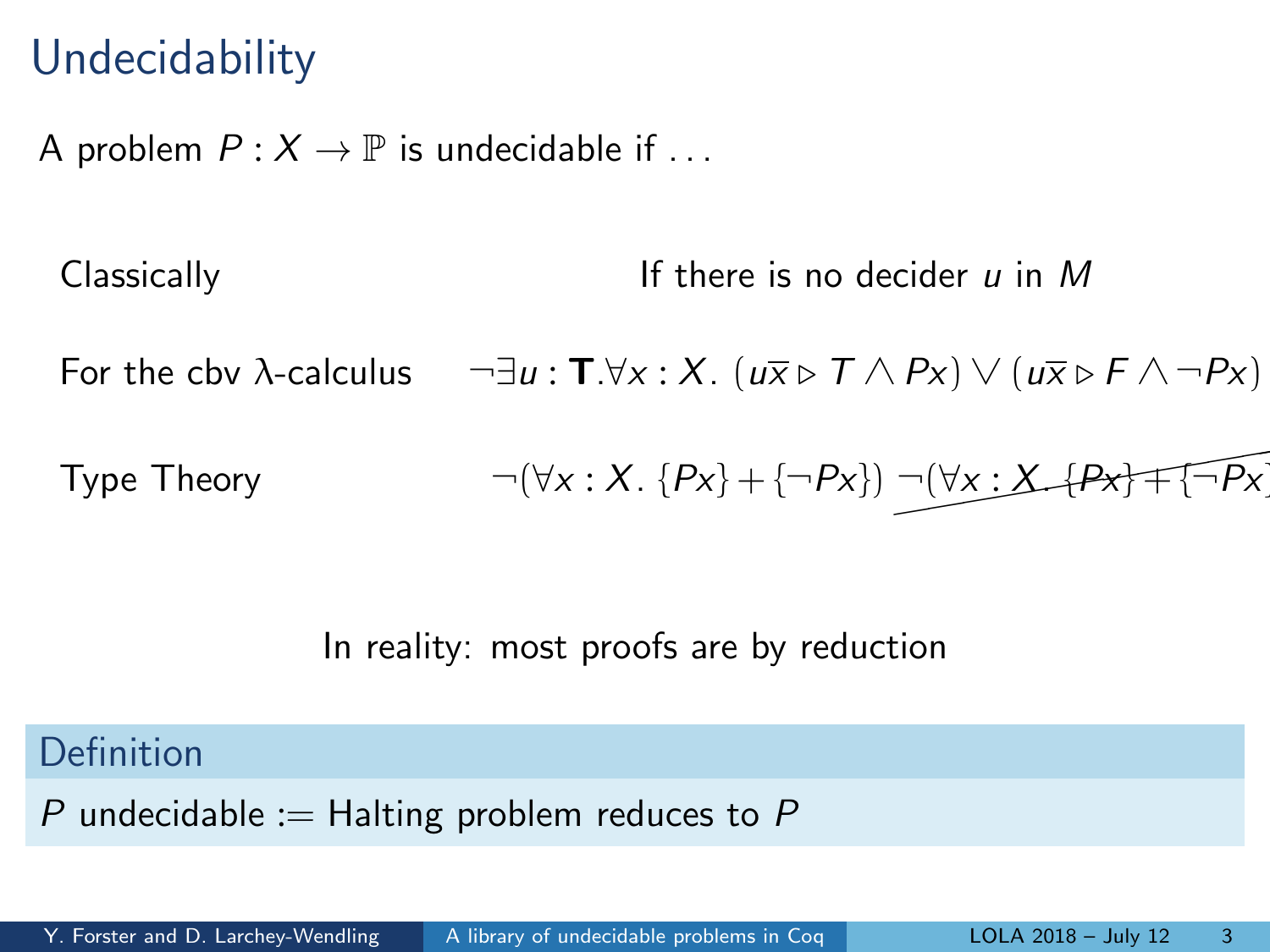# Undecidability

A problem $P : X \to \mathbb{P}$ is undecidable if ...

Classically — If there is no decider $u$ in $M$

For the cbv λ-calculus — $\neg\exists u : \mathbf{T}.\forall x : X.\ (u\overline{x} \triangleright T \land Px) \lor (u\overline{x} \triangleright F \land \neg Px)$

Type Theory — $\neg(\forall x : X.\ \{Px\} + \{\neg Px\})$ ~~$\neg(\forall x : X.\ \{Px\} + \{\neg Px\})$~~

In reality: most proofs are by reduction

**Definition**

$P$ undecidable := Halting problem reduces to $P$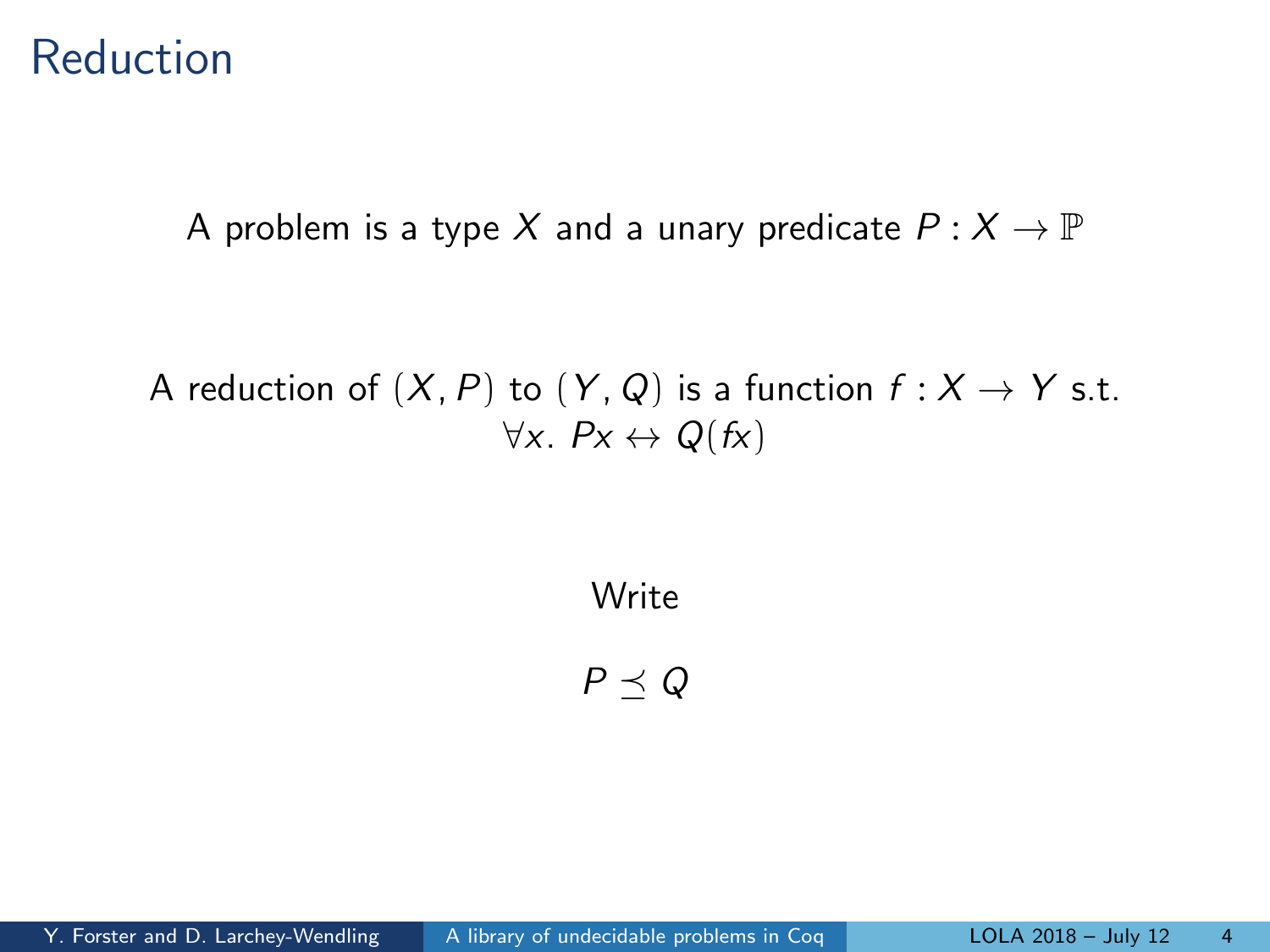# Reduction

A problem is a type $X$ and a unary predicate $P : X \to \mathbb{P}$

A reduction of $(X, P)$ to $(Y, Q)$ is a function $f : X \to Y$ s.t.
$\forall x.\ Px \leftrightarrow Q(fx)$

Write

$$P \preceq Q$$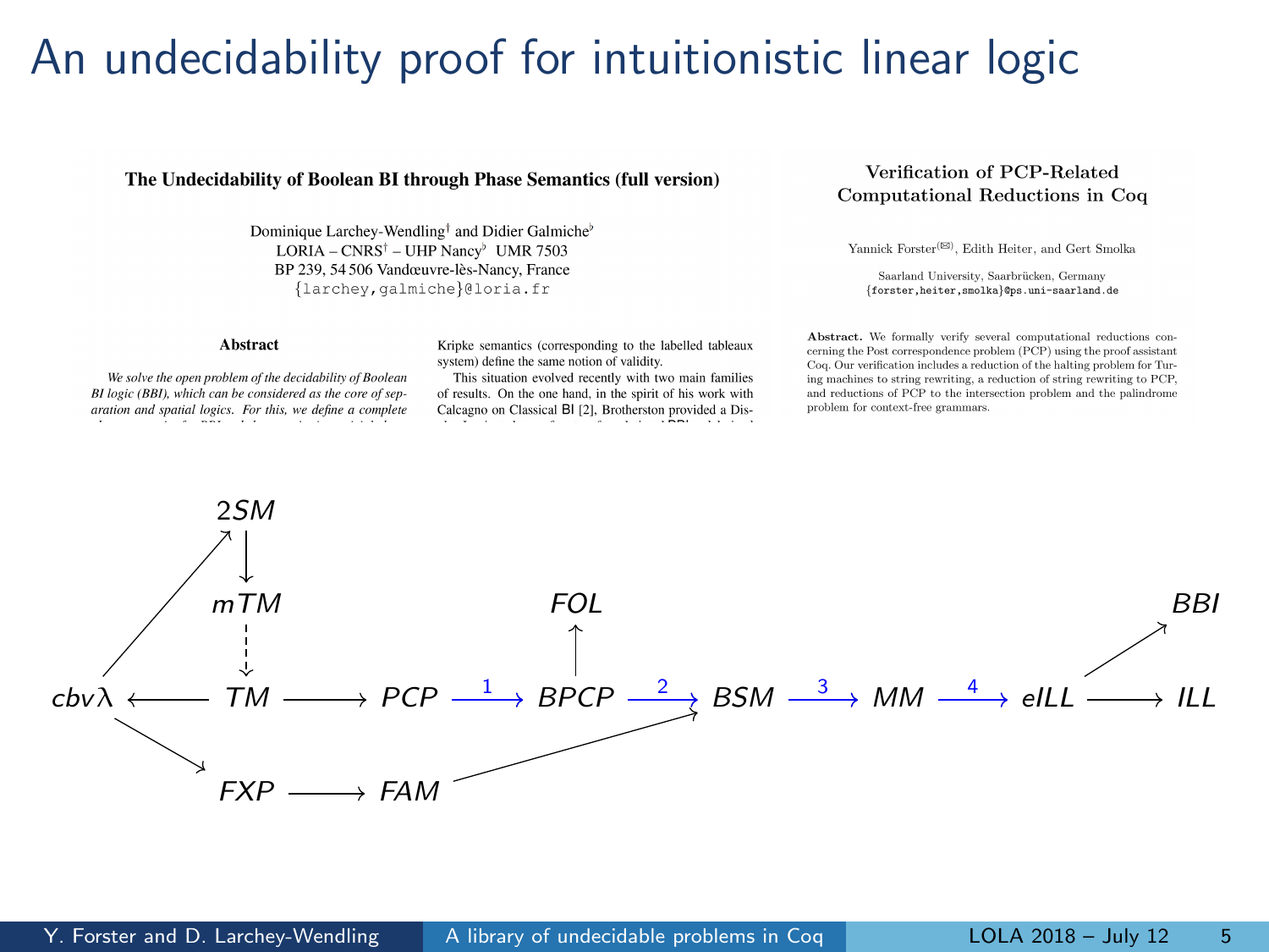# An undecidability proof for intuitionistic linear logic

**The Undecidability of Boolean BI through Phase Semantics (full version)**

Dominique Larchey-Wendling[†] and Didier Galmiche[♭]
LORIA – CNRS[†] – UHP Nancy[♭] UMR 7503
BP 239, 54 506 Vandœuvre-lès-Nancy, France
{larchey,galmiche}@loria.fr

**Abstract**

*We solve the open problem of the decidability of Boolean BI logic (BBI), which can be considered as the core of separation and spatial logics. For this, we define a complete*

Kripke semantics (corresponding to the labelled tableaux system) define the same notion of validity.

This situation evolved recently with two main families of results. On the one hand, in the spirit of his work with Calcagno on Classical BI [2], Brotherston provided a Dis-

**Verification of PCP-Related Computational Reductions in Coq**

Yannick Forster[(✉)], Edith Heiter, and Gert Smolka

Saarland University, Saarbrücken, Germany
{forster,heiter,smolka}@ps.uni-saarland.de

**Abstract.** We formally verify several computational reductions concerning the Post correspondence problem (PCP) using the proof assistant Coq. Our verification includes a reduction of the halting problem for Turing machines to string rewriting, a reduction of string rewriting to PCP, and reductions of PCP to the intersection problem and the palindrome problem for context-free grammars.

$$
\begin{array}{l}
2SM \to mTM \dashrightarrow TM \\
TM \to cbv\lambda, \quad cbv\lambda \to 2SM, \quad cbv\lambda \to FXP \to FAM \to BSM \\
TM \to PCP \xrightarrow{1} BPCP \xrightarrow{2} BSM \xrightarrow{3} MM \xrightarrow{4} eILL \to ILL \\
BPCP \to FOL, \quad eILL \to BBI
\end{array}
$$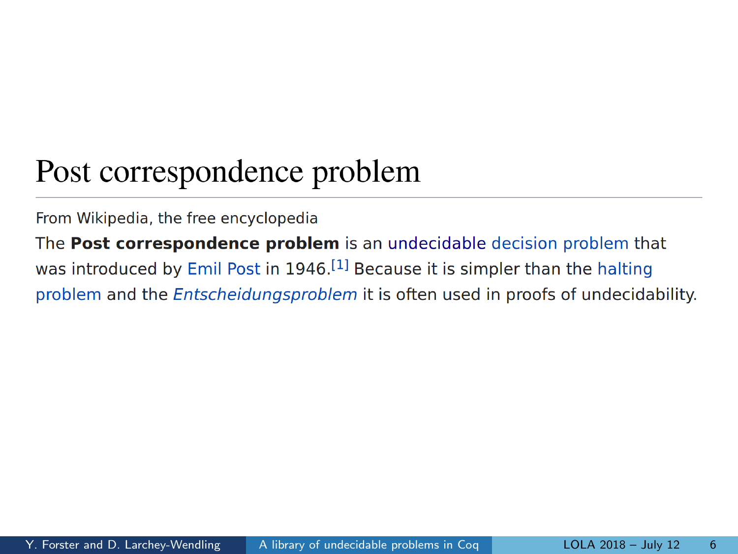# Post correspondence problem

From Wikipedia, the free encyclopedia

The **Post correspondence problem** is an undecidable decision problem that was introduced by Emil Post in 1946.[1] Because it is simpler than the halting problem and the *Entscheidungsproblem* it is often used in proofs of undecidability.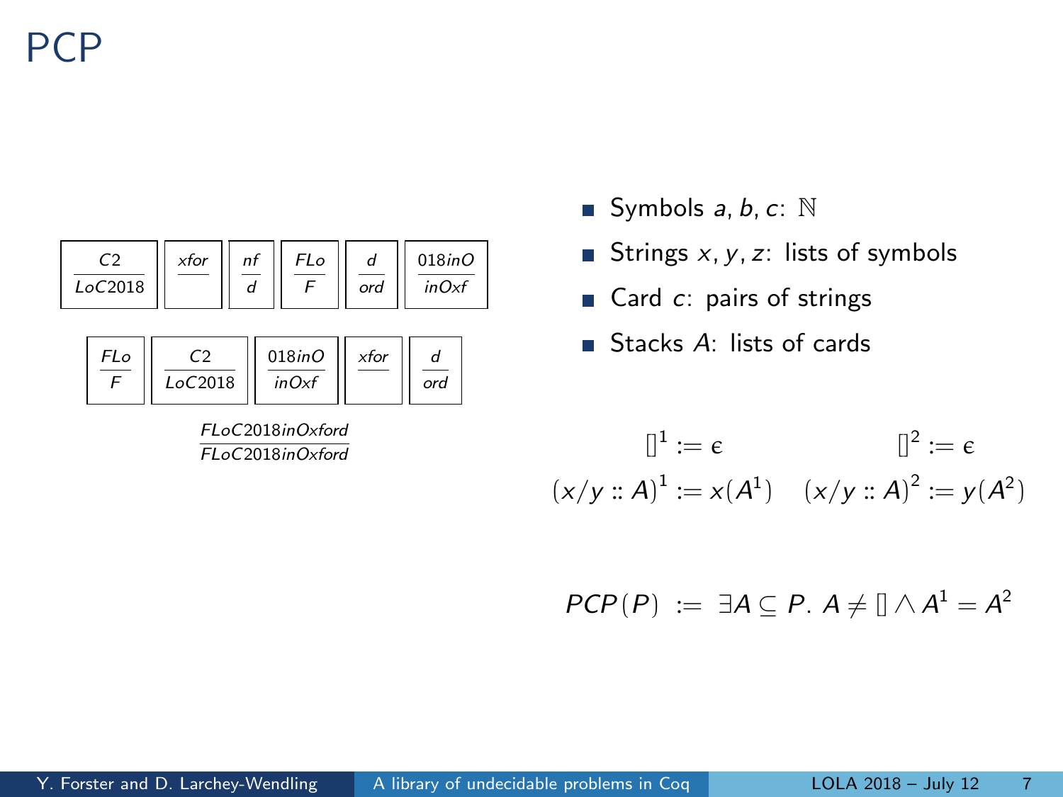# PCP

$$\frac{C2}{LoC2018} \quad \frac{xfor}{\phantom{x}} \quad \frac{nf}{d} \quad \frac{FLo}{F} \quad \frac{d}{ord} \quad \frac{018inO}{inOxf}$$

$$\frac{FLo}{F} \quad \frac{C2}{LoC2018} \quad \frac{018inO}{inOxf} \quad \frac{xfor}{\phantom{x}} \quad \frac{d}{ord}$$

$$\frac{FLoC2018inOxford}{FLoC2018inOxford}$$

- Symbols $a, b, c$: $\mathbb{N}$
- Strings $x, y, z$: lists of symbols
- Card $c$: pairs of strings
- Stacks $A$: lists of cards

$$[]^1 := \epsilon \qquad []^2 := \epsilon$$

$$(x/y :: A)^1 := x(A^1) \quad (x/y :: A)^2 := y(A^2)$$

$$PCP(P) \;:=\; \exists A \subseteq P.\ A \neq [] \wedge A^1 = A^2$$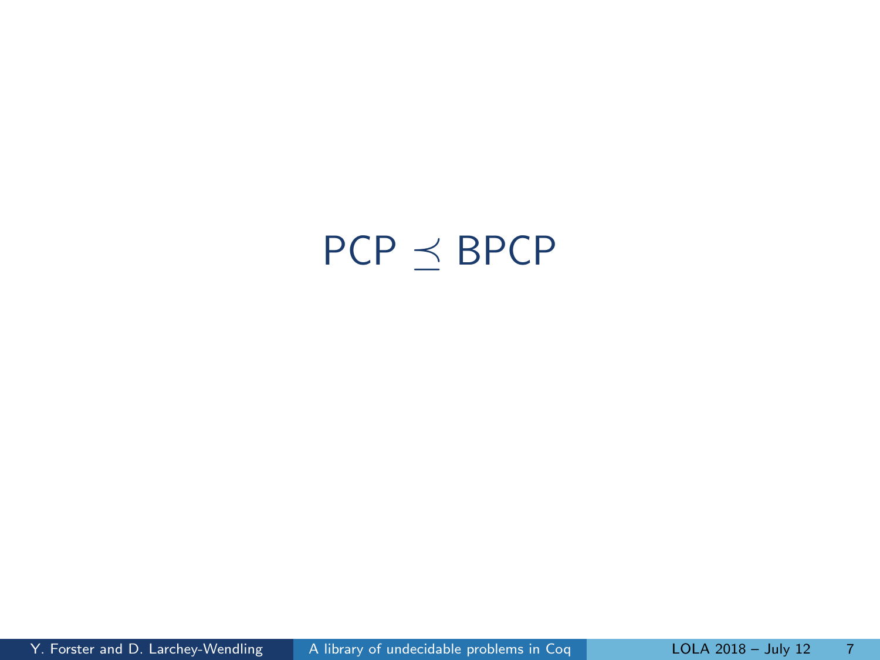# PCP $\preceq$ BPCP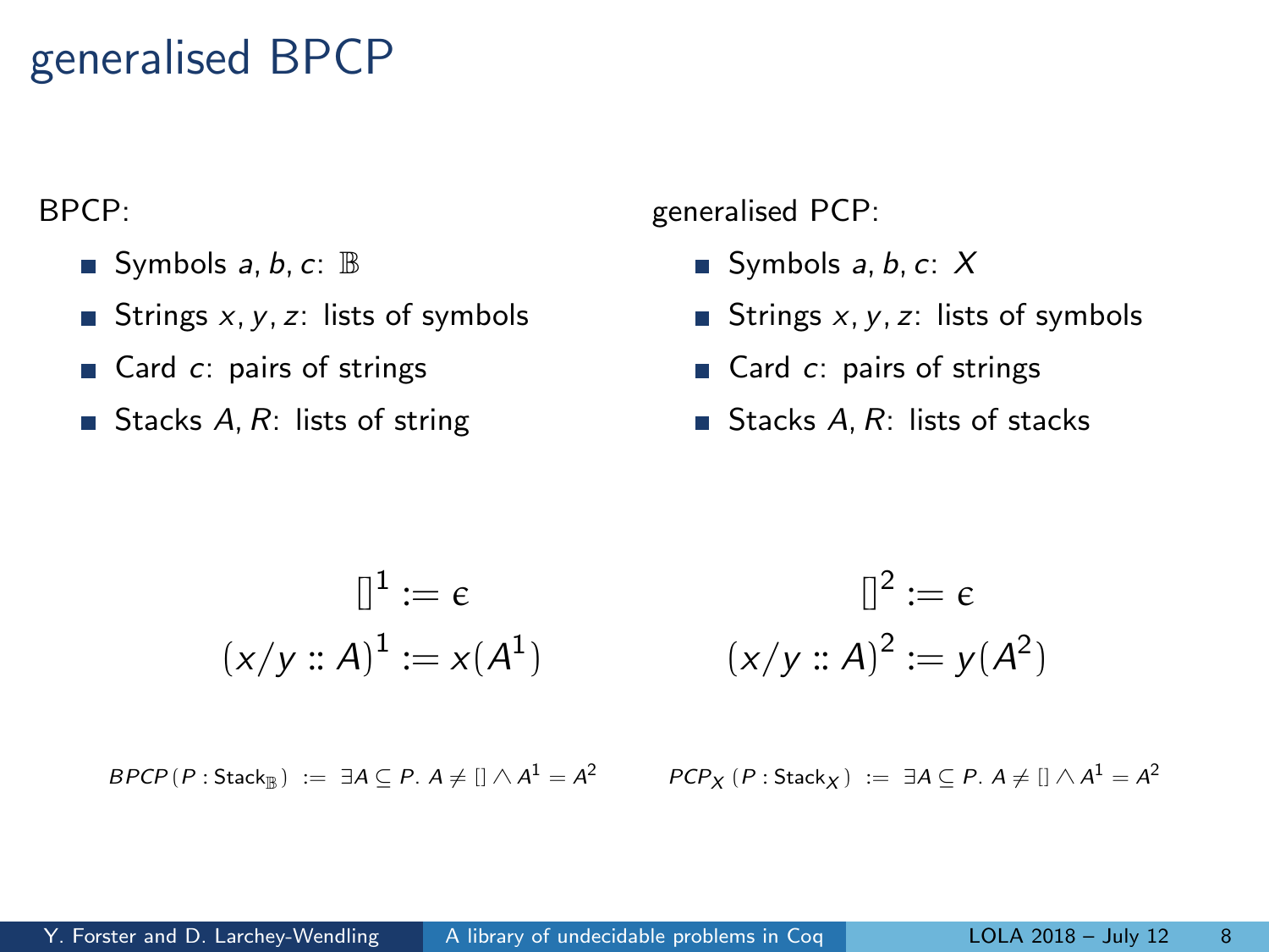# generalised BPCP

BPCP:

- Symbols $a, b, c$: $\mathbb{B}$
- Strings $x, y, z$: lists of symbols
- Card $c$: pairs of strings
- Stacks $A, R$: lists of string

generalised PCP:

- Symbols $a, b, c$: $X$
- Strings $x, y, z$: lists of symbols
- Card $c$: pairs of strings
- Stacks $A, R$: lists of stacks

$$[]^1 := \epsilon$$
$$(x/y :: A)^1 := x(A^1)$$

$$[]^2 := \epsilon$$
$$(x/y :: A)^2 := y(A^2)$$

$BPCP\,(P : \mathsf{Stack}_{\mathbb{B}}) \;:=\; \exists A \subseteq P.\ A \neq [] \wedge A^1 = A^2$

$PCP_X\,(P : \mathsf{Stack}_X) \;:=\; \exists A \subseteq P.\ A \neq [] \wedge A^1 = A^2$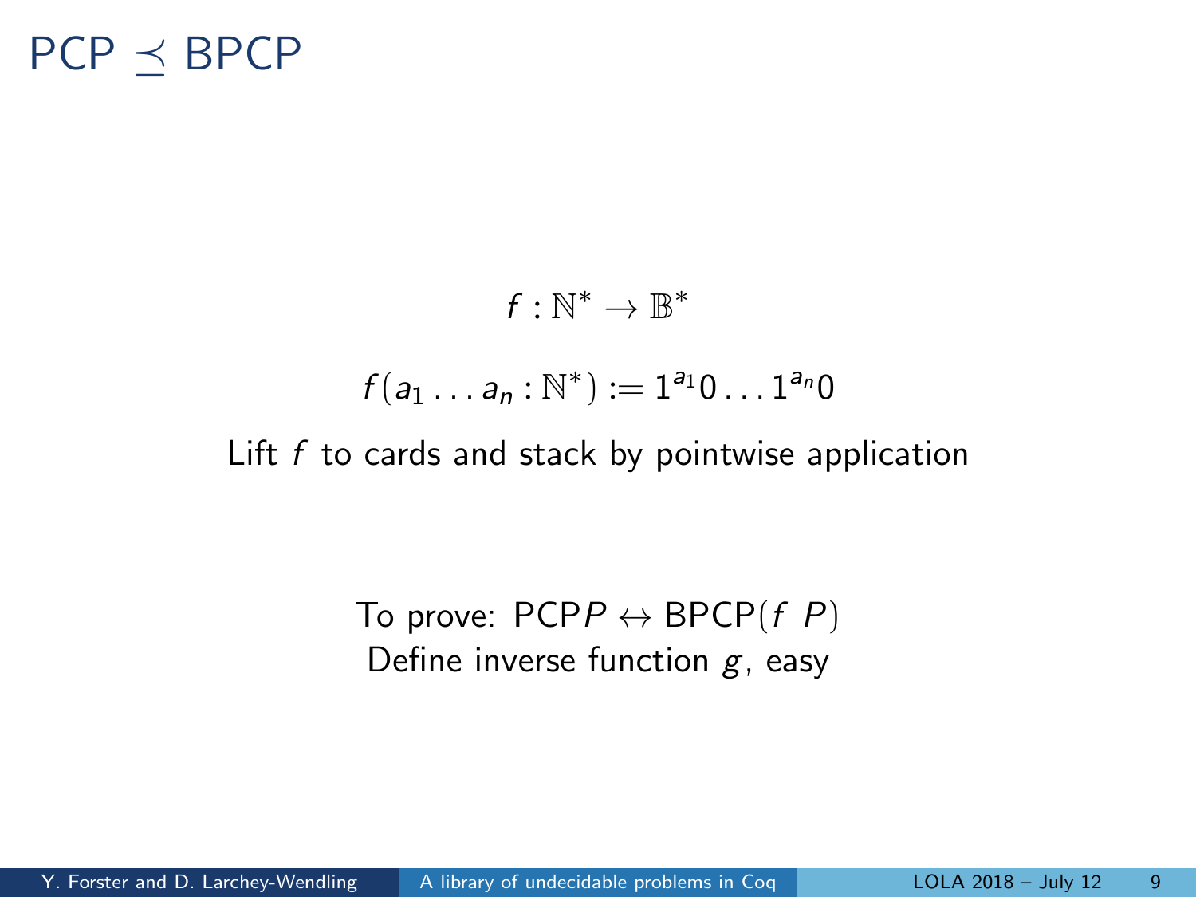# PCP $\preceq$ BPCP

$$f : \mathbb{N}^* \to \mathbb{B}^*$$

$$f(a_1 \dots a_n : \mathbb{N}^*) := 1^{a_1}0 \dots 1^{a_n}0$$

Lift $f$ to cards and stack by pointwise application

To prove: $\mathsf{PCP}P \leftrightarrow \mathsf{BPCP}(f\ P)$

Define inverse function $g$, easy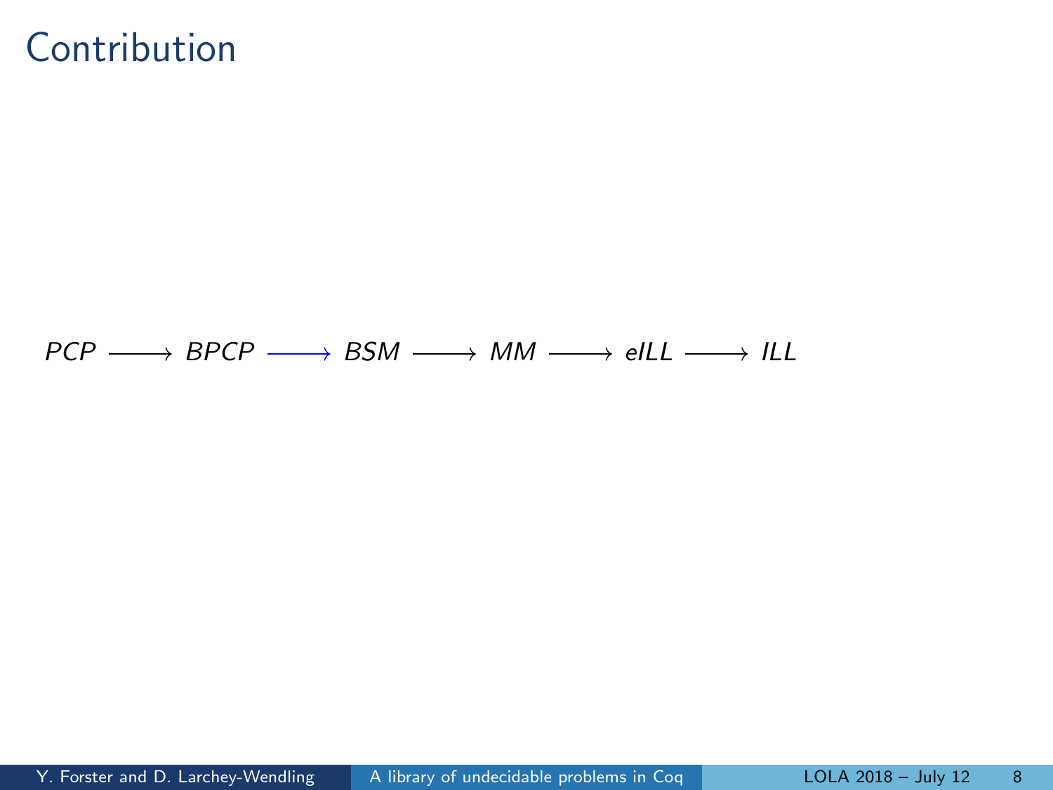# Contribution

$$PCP \longrightarrow BPCP \longrightarrow BSM \longrightarrow MM \longrightarrow eILL \longrightarrow ILL$$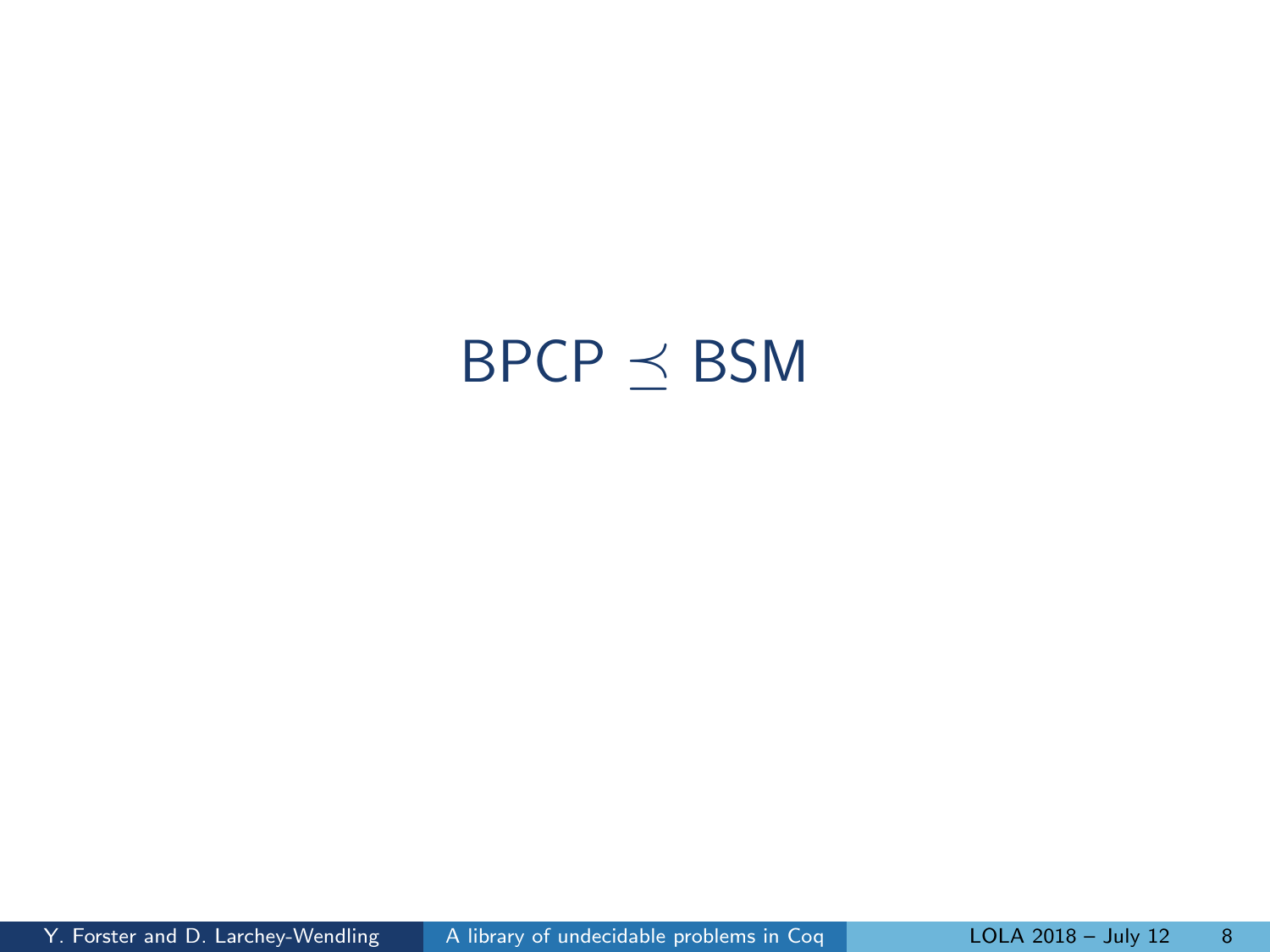# BPCP $\preceq$ BSM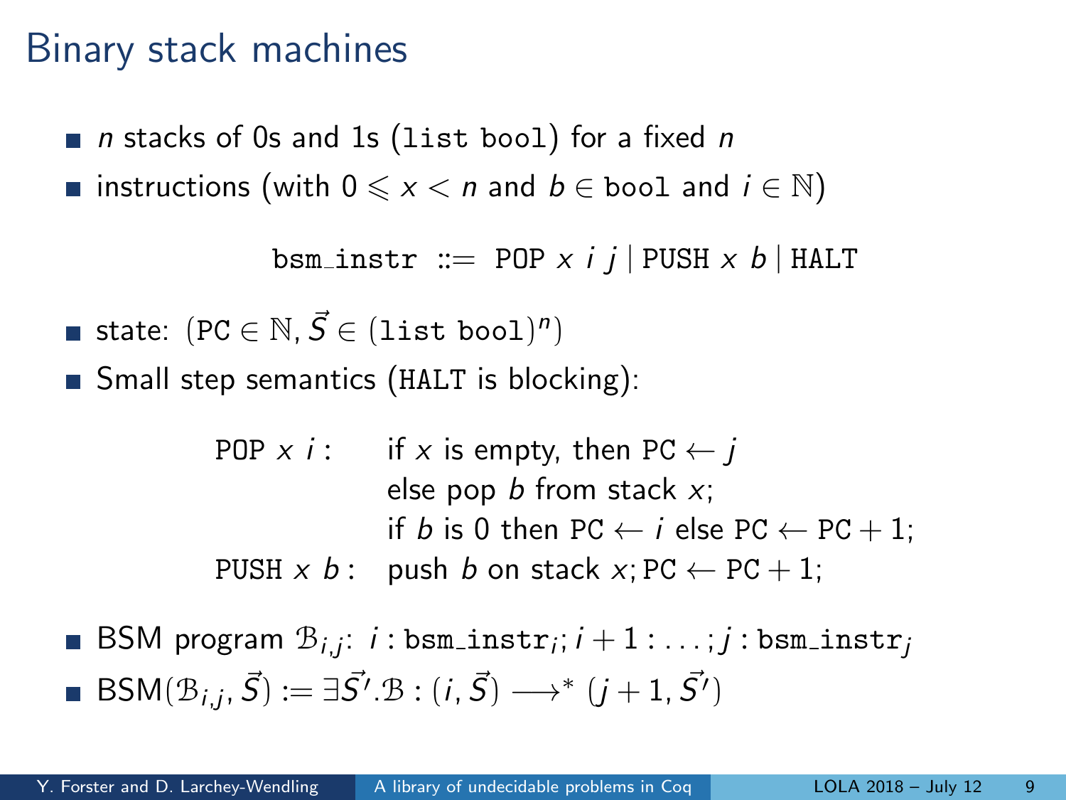# Binary stack machines

- $n$ stacks of 0s and 1s (`list bool`) for a fixed $n$
- instructions (with $0 \leqslant x < n$ and $b \in \texttt{bool}$ and $i \in \mathbb{N}$)

$$\texttt{bsm\_instr} ::= \texttt{POP}\ x\ i\ j \mid \texttt{PUSH}\ x\ b \mid \texttt{HALT}$$

- state: $(\texttt{PC} \in \mathbb{N}, \vec{S} \in (\texttt{list bool})^n)$
- Small step semantics (`HALT` is blocking):

$$
\begin{array}{ll}
\texttt{POP}\ x\ i: & \text{if } x \text{ is empty, then } \texttt{PC} \leftarrow j \\
 & \text{else pop } b \text{ from stack } x; \\
 & \text{if } b \text{ is 0 then } \texttt{PC} \leftarrow i \text{ else } \texttt{PC} \leftarrow \texttt{PC} + 1; \\
\texttt{PUSH}\ x\ b: & \text{push } b \text{ on stack } x; \texttt{PC} \leftarrow \texttt{PC} + 1;
\end{array}
$$

- BSM program $\mathcal{B}_{i,j}$: $i : \texttt{bsm\_instr}_i; i+1 : \ldots; j : \texttt{bsm\_instr}_j$
- $\text{BSM}(\mathcal{B}_{i,j}, \vec{S}) := \exists \vec{S}'.\mathcal{B} : (i, \vec{S}) \longrightarrow^* (j+1, \vec{S}')$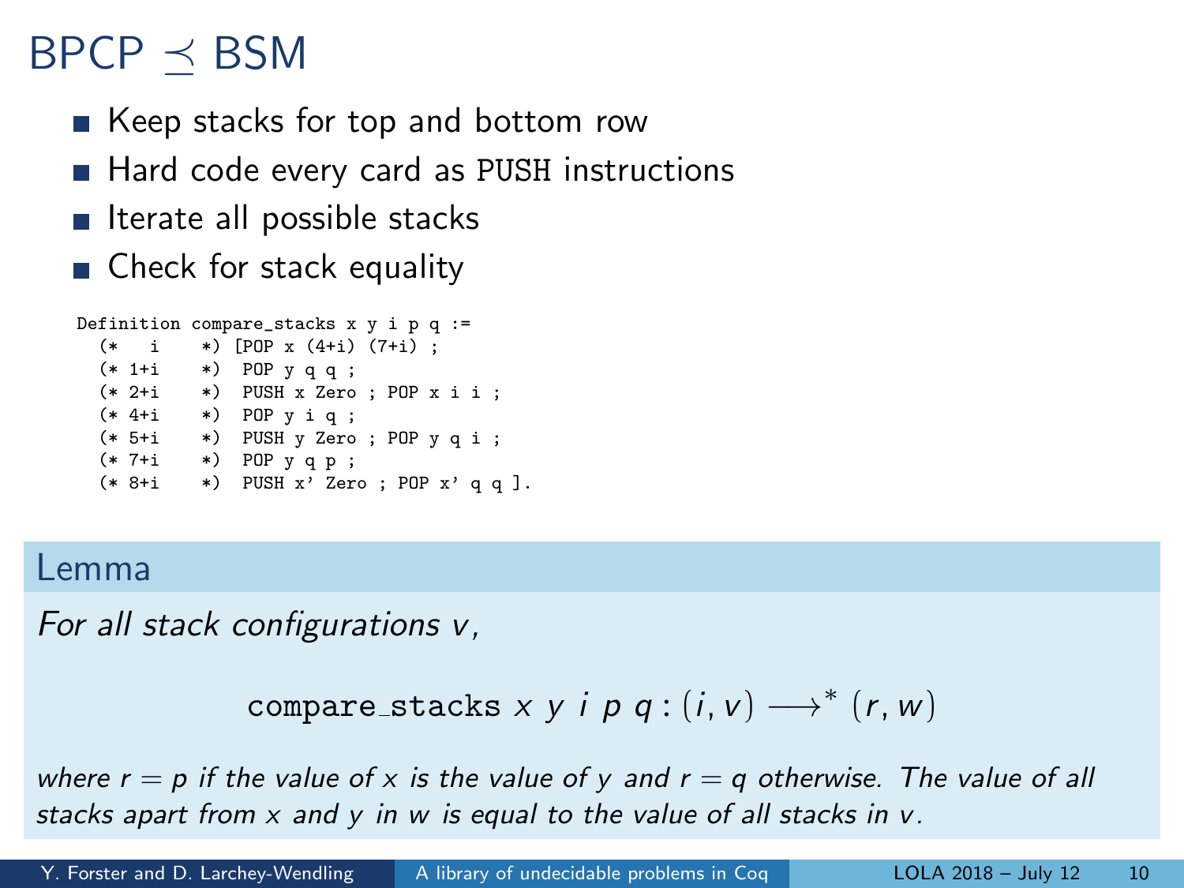# BPCP $\preceq$ BSM

- Keep stacks for top and bottom row
- Hard code every card as PUSH instructions
- Iterate all possible stacks
- Check for stack equality

```
Definition compare_stacks x y i p q :=
  (*   i    *) [POP x (4+i) (7+i) ;
  (* 1+i    *)  POP y q q ;
  (* 2+i    *)  PUSH x Zero ; POP x i i ;
  (* 4+i    *)  POP y i q ;
  (* 5+i    *)  PUSH y Zero ; POP y q i ;
  (* 7+i    *)  POP y q p ;
  (* 8+i    *)  PUSH x' Zero ; POP x' q q ].
```

## Lemma

*For all stack configurations $v$,*

$$\texttt{compare\_stacks}\ x\ y\ i\ p\ q : (i, v) \longrightarrow^* (r, w)$$

*where $r = p$ if the value of $x$ is the value of $y$ and $r = q$ otherwise. The value of all stacks apart from $x$ and $y$ in $w$ is equal to the value of all stacks in $v$.*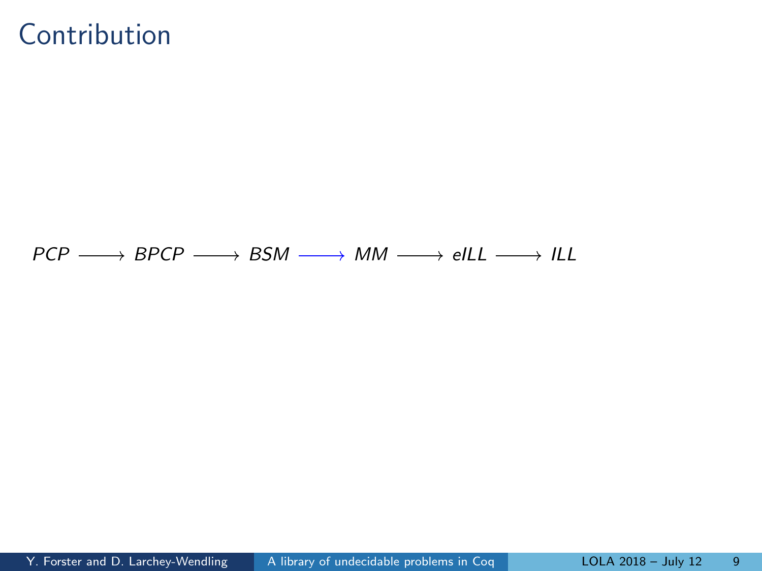# Contribution

$$PCP \longrightarrow BPCP \longrightarrow BSM \longrightarrow MM \longrightarrow eILL \longrightarrow ILL$$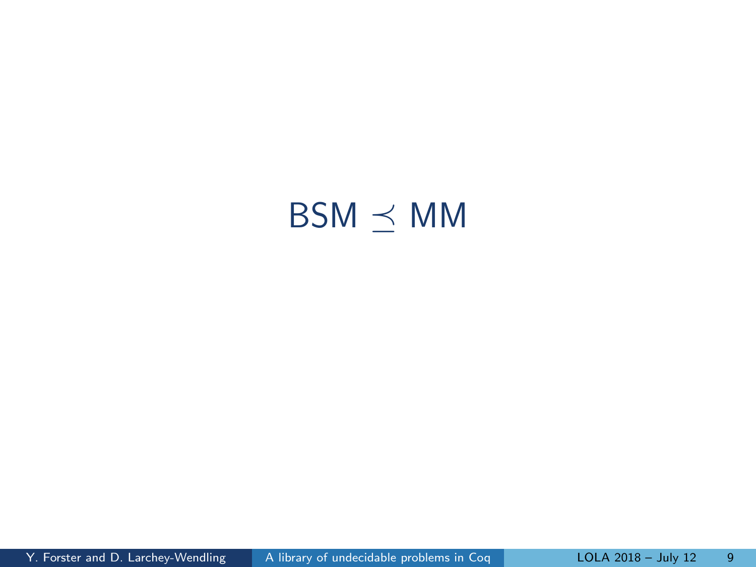# BSM $\preceq$ MM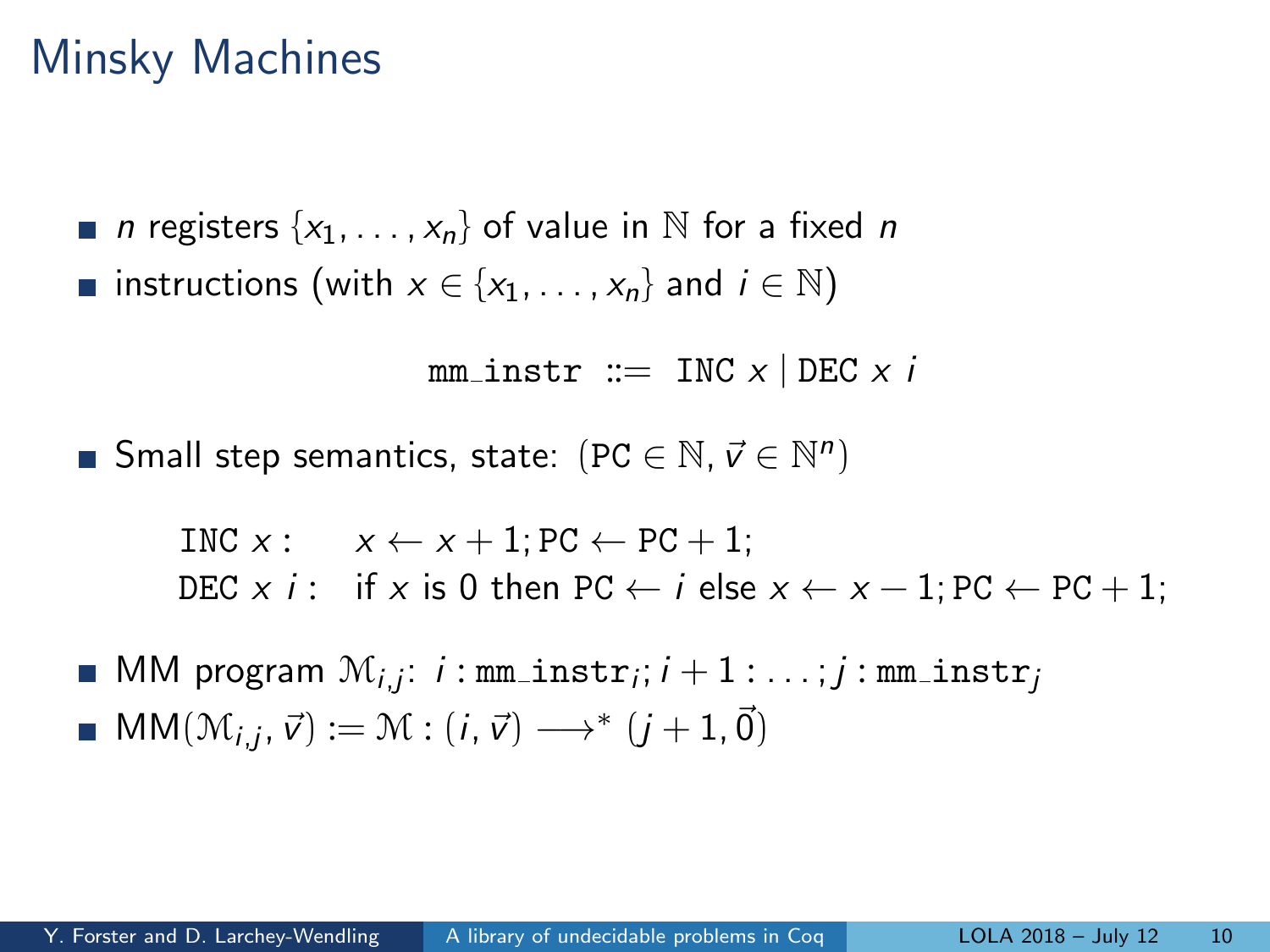# Minsky Machines

- $n$ registers $\{x_1, \ldots, x_n\}$ of value in $\mathbb{N}$ for a fixed $n$
- instructions (with $x \in \{x_1, \ldots, x_n\}$ and $i \in \mathbb{N}$)

$$\texttt{mm\_instr} ::= \texttt{INC}\ x \mid \texttt{DEC}\ x\ i$$

- Small step semantics, state: $(\texttt{PC} \in \mathbb{N}, \vec{v} \in \mathbb{N}^n)$

$$\begin{array}{ll} \texttt{INC}\ x: & x \leftarrow x + 1; \texttt{PC} \leftarrow \texttt{PC} + 1; \\ \texttt{DEC}\ x\ i: & \text{if } x \text{ is } 0 \text{ then } \texttt{PC} \leftarrow i \text{ else } x \leftarrow x - 1; \texttt{PC} \leftarrow \texttt{PC} + 1; \end{array}$$

- MM program $\mathcal{M}_{i,j}$: $i : \texttt{mm\_instr}_i; i+1 : \ldots; j : \texttt{mm\_instr}_j$
- $\mathsf{MM}(\mathcal{M}_{i,j}, \vec{v}) := \mathcal{M} : (i, \vec{v}) \longrightarrow^* (j+1, \vec{0})$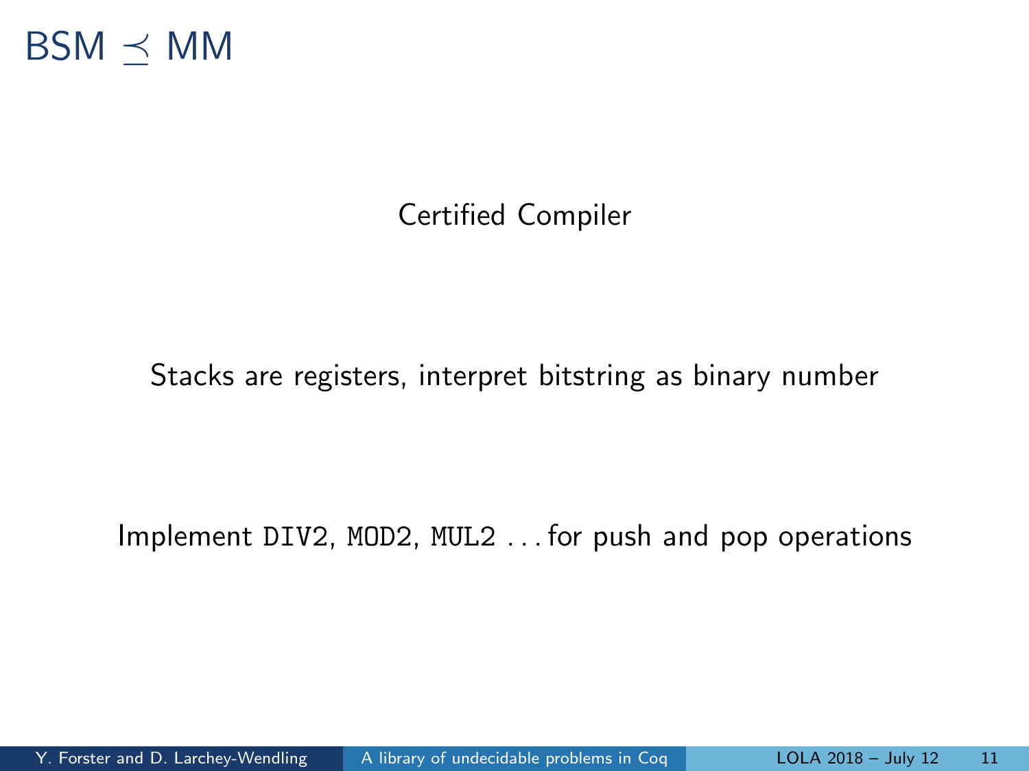# BSM $\preceq$ MM

Certified Compiler

Stacks are registers, interpret bitstring as binary number

Implement `DIV2`, `MOD2`, `MUL2` . . . for push and pop operations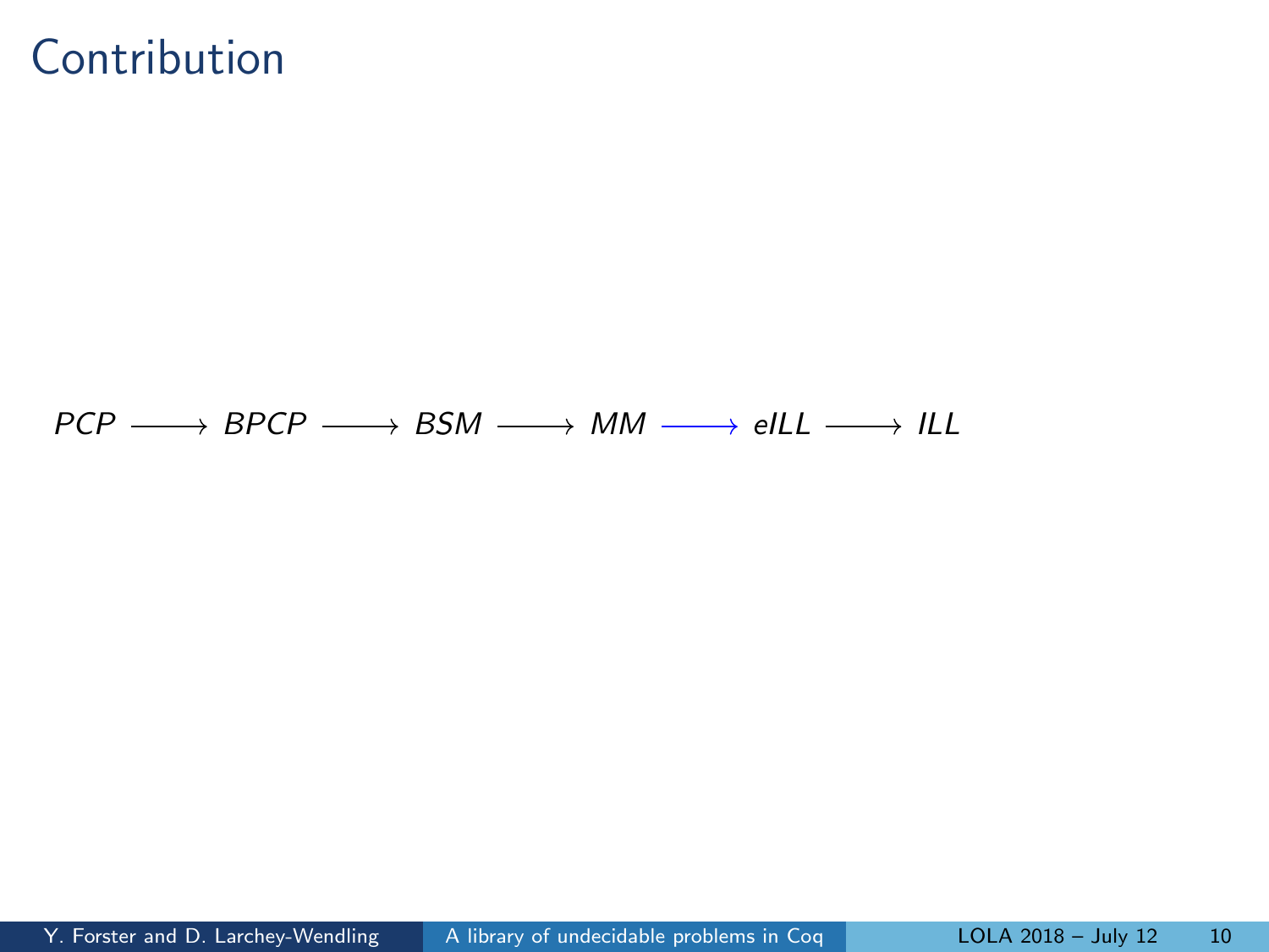# Contribution

$$PCP \longrightarrow BPCP \longrightarrow BSM \longrightarrow MM \longrightarrow eILL \longrightarrow ILL$$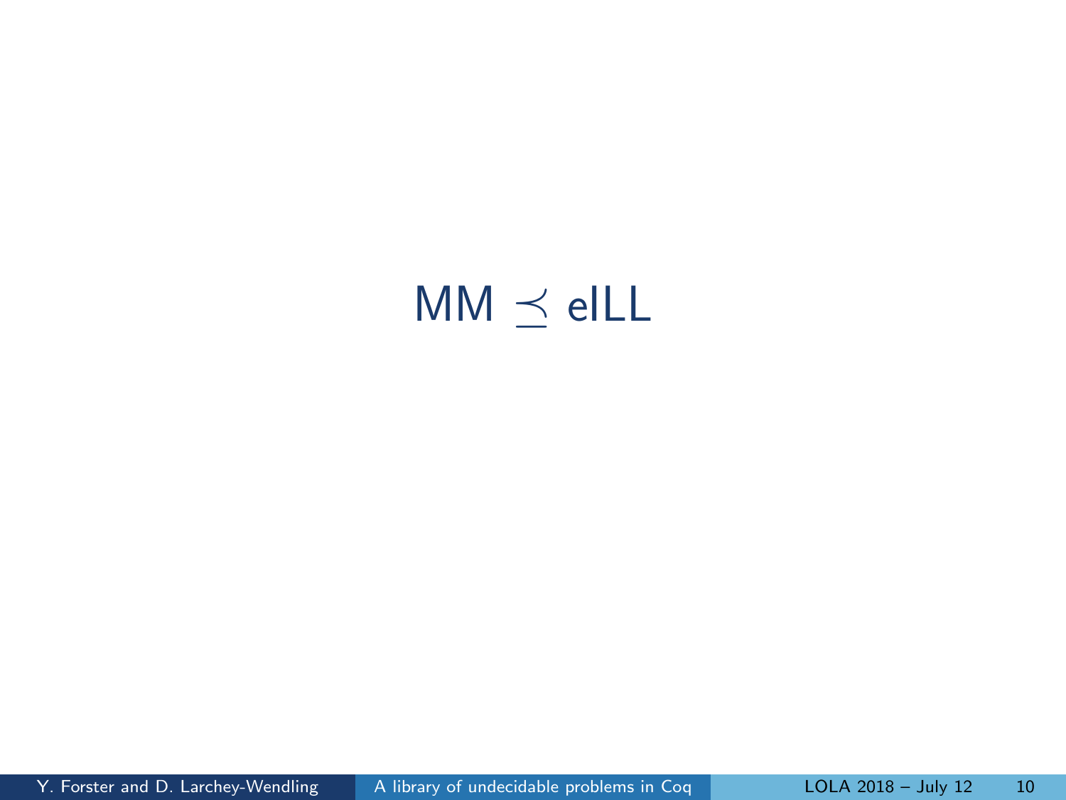# MM $\preceq$ eILL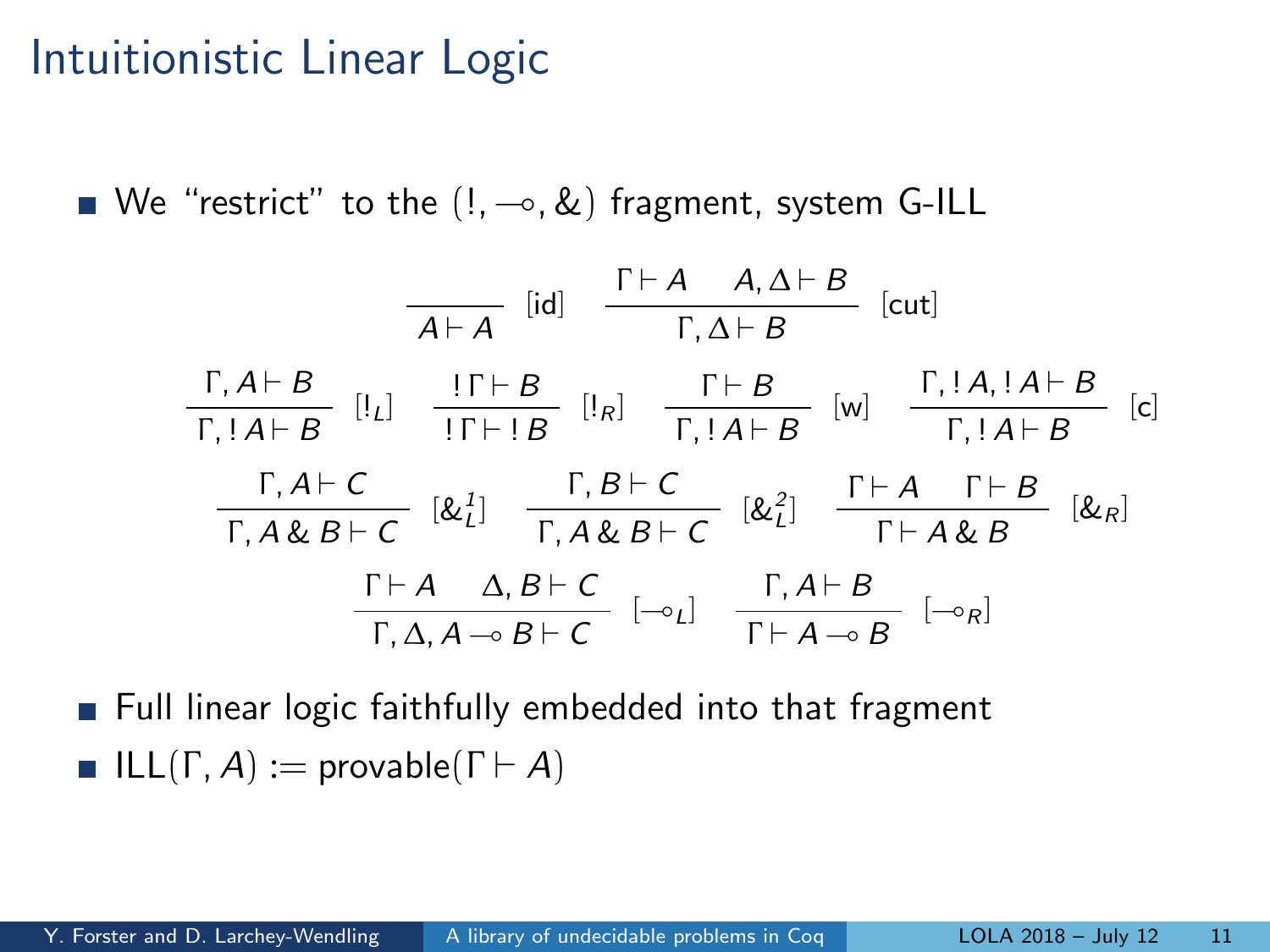# Intuitionistic Linear Logic

- We "restrict" to the $(!, \multimap, \&)$ fragment, system G-ILL

$$\frac{}{A \vdash A}\ [\mathsf{id}] \qquad \frac{\Gamma \vdash A \quad A, \Delta \vdash B}{\Gamma, \Delta \vdash B}\ [\mathsf{cut}]$$

$$\frac{\Gamma, A \vdash B}{\Gamma, !A \vdash B}\ [!_L] \qquad \frac{!\Gamma \vdash B}{!\Gamma \vdash !B}\ [!_R] \qquad \frac{\Gamma \vdash B}{\Gamma, !A \vdash B}\ [\mathsf{w}] \qquad \frac{\Gamma, !A, !A \vdash B}{\Gamma, !A \vdash B}\ [\mathsf{c}]$$

$$\frac{\Gamma, A \vdash C}{\Gamma, A \,\&\, B \vdash C}\ [\&_L^1] \qquad \frac{\Gamma, B \vdash C}{\Gamma, A \,\&\, B \vdash C}\ [\&_L^2] \qquad \frac{\Gamma \vdash A \quad \Gamma \vdash B}{\Gamma \vdash A \,\&\, B}\ [\&_R]$$

$$\frac{\Gamma \vdash A \quad \Delta, B \vdash C}{\Gamma, \Delta, A \multimap B \vdash C}\ [\multimap_L] \qquad \frac{\Gamma, A \vdash B}{\Gamma \vdash A \multimap B}\ [\multimap_R]$$

- Full linear logic faithfully embedded into that fragment
- $\mathsf{ILL}(\Gamma, A) := \mathsf{provable}(\Gamma \vdash A)$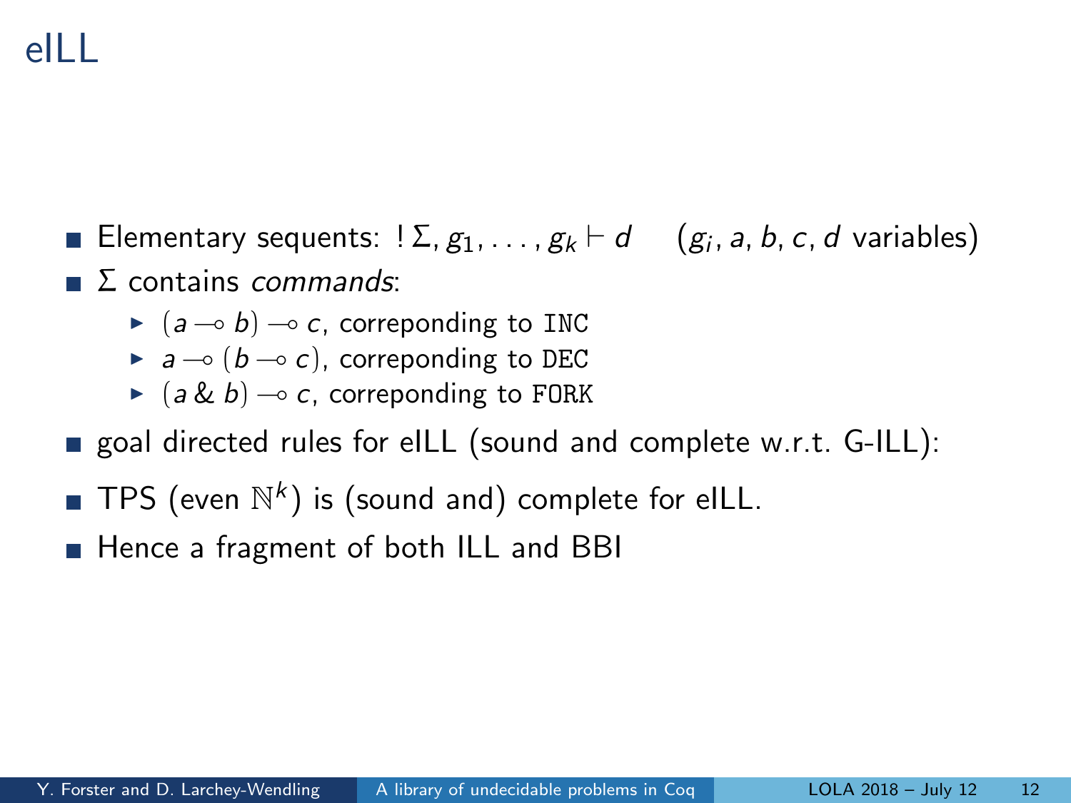# eILL

- Elementary sequents: $!\,\Sigma, g_1, \ldots, g_k \vdash d$ $\quad$ ($g_i, a, b, c, d$ variables)
- $\Sigma$ contains *commands*:
  - $(a \multimap b) \multimap c$, correponding to `INC`
  - $a \multimap (b \multimap c)$, correponding to `DEC`
  - $(a \,\&\, b) \multimap c$, correponding to `FORK`
- goal directed rules for eILL (sound and complete w.r.t. G-ILL):
- TPS (even $\mathbb{N}^k$) is (sound and) complete for eILL.
- Hence a fragment of both ILL and BBI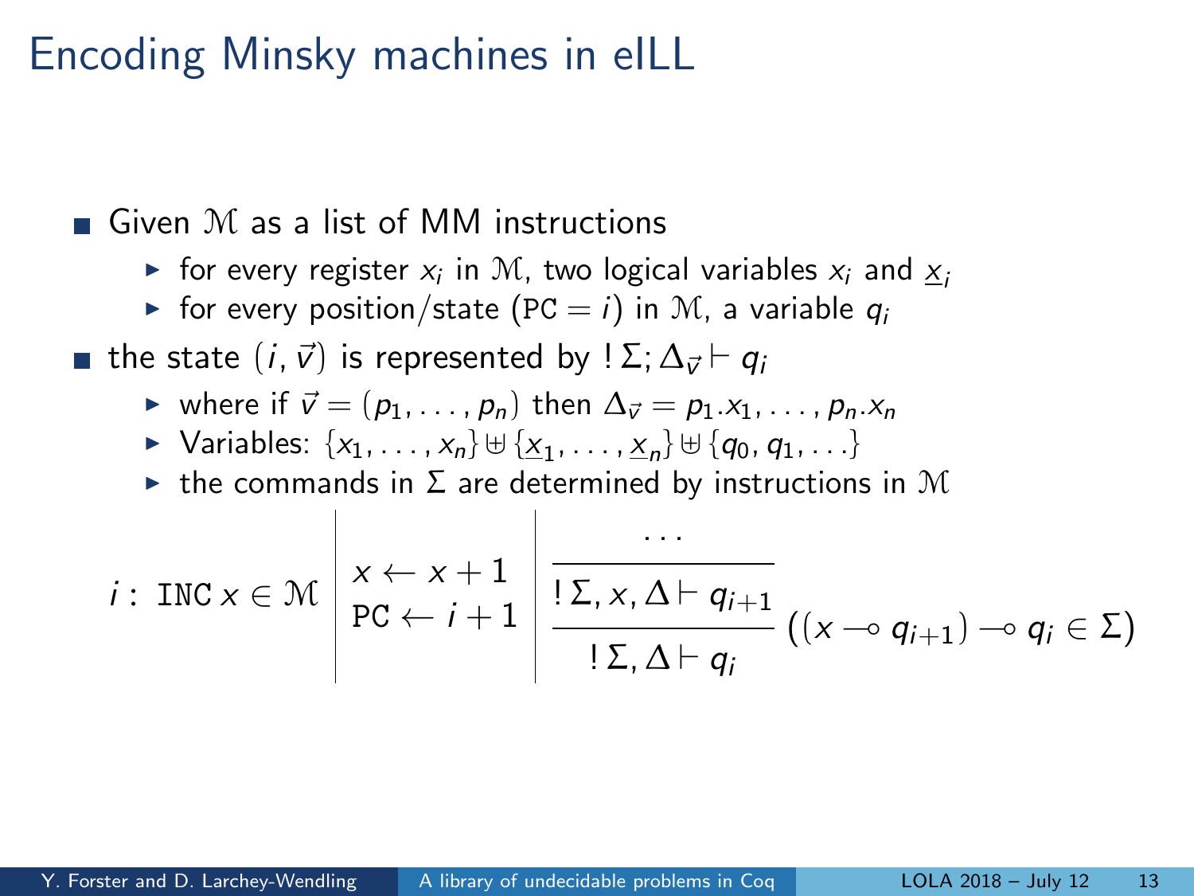# Encoding Minsky machines in eILL

- Given $\mathcal{M}$ as a list of MM instructions
  - for every register $x_i$ in $\mathcal{M}$, two logical variables $x_i$ and $\underline{x}_i$
  - for every position/state ($\texttt{PC} = i$) in $\mathcal{M}$, a variable $q_i$
- the state $(i, \vec{v})$ is represented by $!\,\Sigma; \Delta_{\vec{v}} \vdash q_i$
  - where if $\vec{v} = (p_1, \ldots, p_n)$ then $\Delta_{\vec{v}} = p_1.x_1, \ldots, p_n.x_n$
  - Variables: $\{x_1, \ldots, x_n\} \uplus \{\underline{x}_1, \ldots, \underline{x}_n\} \uplus \{q_0, q_1, \ldots\}$
  - the commands in $\Sigma$ are determined by instructions in $\mathcal{M}$

$$
i : \texttt{INC}\, x \in \mathcal{M} \quad \left| \quad \begin{array}{l} x \leftarrow x + 1 \\ \texttt{PC} \leftarrow i + 1 \end{array} \quad \right| \quad \dfrac{\dfrac{\cdots}{!\,\Sigma, x, \Delta \vdash q_{i+1}}}{!\,\Sigma, \Delta \vdash q_i} \; ((x \multimap q_{i+1}) \multimap q_i \in \Sigma)
$$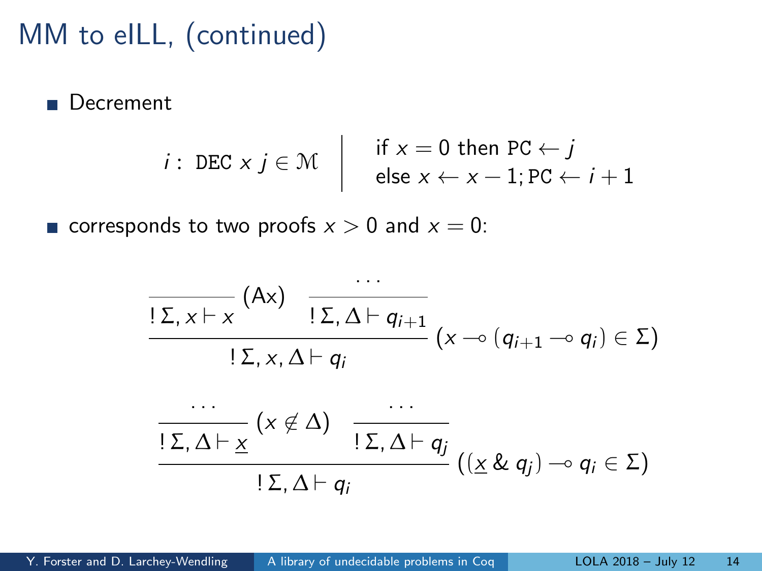# MM to eILL, (continued)

- Decrement

$$i : \ \texttt{DEC}\ x\ j \in \mathcal{M} \quad \Bigg| \quad \begin{array}{l} \text{if } x = 0 \text{ then } \texttt{PC} \leftarrow j \\ \text{else } x \leftarrow x - 1; \texttt{PC} \leftarrow i + 1 \end{array}$$

- corresponds to two proofs $x > 0$ and $x = 0$:

$$\dfrac{\dfrac{}{!\,\Sigma, x \vdash x}\,(\mathsf{Ax}) \qquad \dfrac{\cdots}{!\,\Sigma, \Delta \vdash q_{i+1}}}{!\,\Sigma, x, \Delta \vdash q_i}\,(x \multimap (q_{i+1} \multimap q_i) \in \Sigma)$$

$$\dfrac{\dfrac{\cdots}{!\,\Sigma, \Delta \vdash \underline{x}}\,(x \notin \Delta) \qquad \dfrac{\cdots}{!\,\Sigma, \Delta \vdash q_j}}{!\,\Sigma, \Delta \vdash q_i}\,((\underline{x} \,\&\, q_j) \multimap q_i \in \Sigma)$$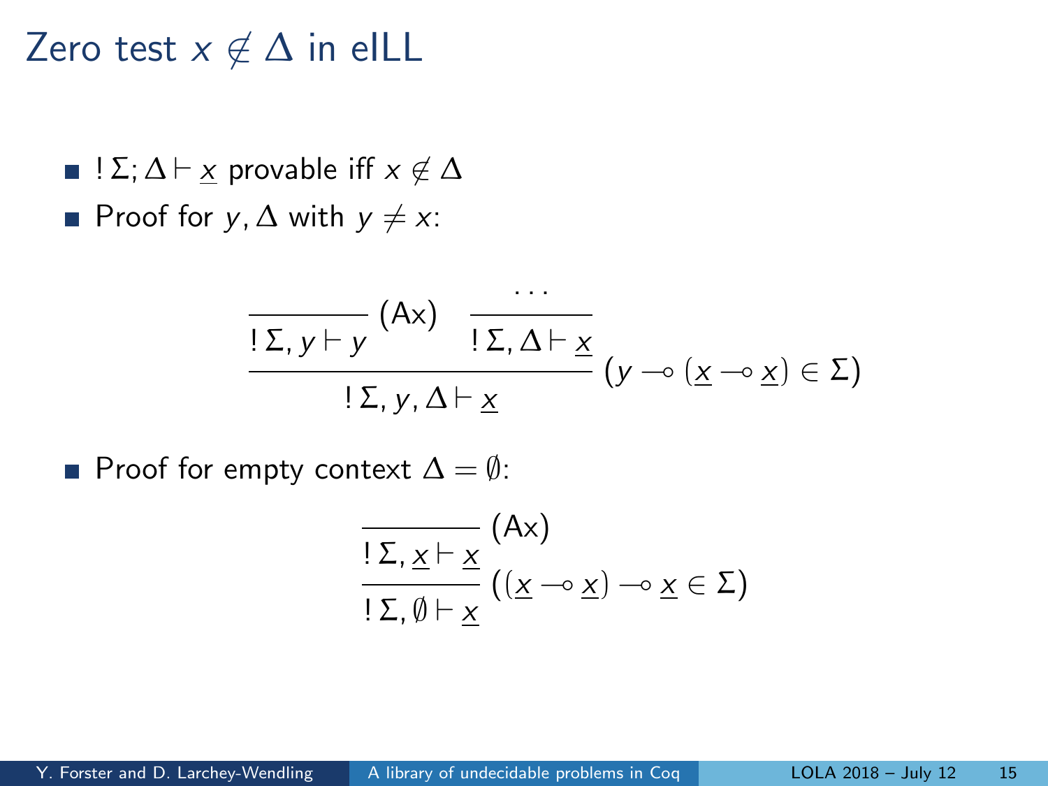# Zero test $x \notin \Delta$ in eILL

- $!\,\Sigma; \Delta \vdash \underline{x}$ provable iff $x \notin \Delta$
- Proof for $y, \Delta$ with $y \neq x$:

$$\dfrac{\dfrac{}{!\,\Sigma, y \vdash y}\,(\mathsf{Ax}) \qquad \dfrac{\cdots}{!\,\Sigma, \Delta \vdash \underline{x}}}{!\,\Sigma, y, \Delta \vdash \underline{x}}\;(y \multimap (\underline{x} \multimap \underline{x}) \in \Sigma)$$

- Proof for empty context $\Delta = \emptyset$:

$$\dfrac{\dfrac{}{!\,\Sigma, \underline{x} \vdash \underline{x}}\,(\mathsf{Ax})}{!\,\Sigma, \emptyset \vdash \underline{x}}\;((\underline{x} \multimap \underline{x}) \multimap \underline{x} \in \Sigma)$$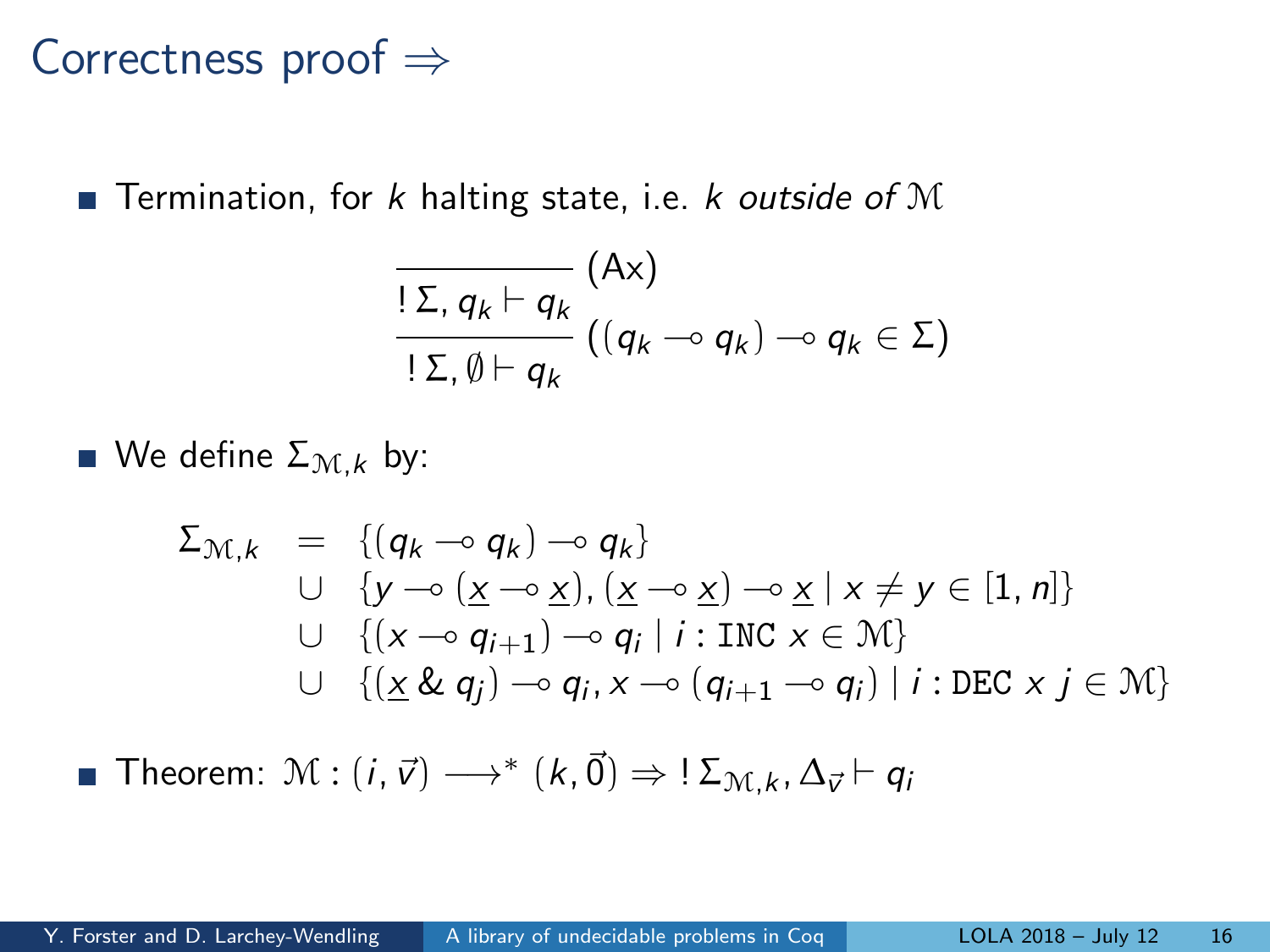# Correctness proof $\Rightarrow$

- Termination, for $k$ halting state, i.e. $k$ *outside of* $\mathcal{M}$

$$\dfrac{\dfrac{}{!\,\Sigma, q_k \vdash q_k}\;(\mathsf{Ax})}{!\,\Sigma, \emptyset \vdash q_k}\;((q_k \multimap q_k) \multimap q_k \in \Sigma)$$

- We define $\Sigma_{\mathcal{M},k}$ by:

$$\begin{array}{rcl} \Sigma_{\mathcal{M},k} & = & \{(q_k \multimap q_k) \multimap q_k\} \\ & \cup & \{y \multimap (\underline{x} \multimap \underline{x}), (\underline{x} \multimap \underline{x}) \multimap \underline{x} \mid x \neq y \in [1,n]\} \\ & \cup & \{(x \multimap q_{i+1}) \multimap q_i \mid i : \mathtt{INC}\ x \in \mathcal{M}\} \\ & \cup & \{(\underline{x} \mathbin{\&} q_j) \multimap q_i, x \multimap (q_{i+1} \multimap q_i) \mid i : \mathtt{DEC}\ x\ j \in \mathcal{M}\} \end{array}$$

- Theorem: $\mathcal{M} : (i, \vec{v}) \longrightarrow^* (k, \vec{0}) \Rightarrow\ !\,\Sigma_{\mathcal{M},k}, \Delta_{\vec{v}} \vdash q_i$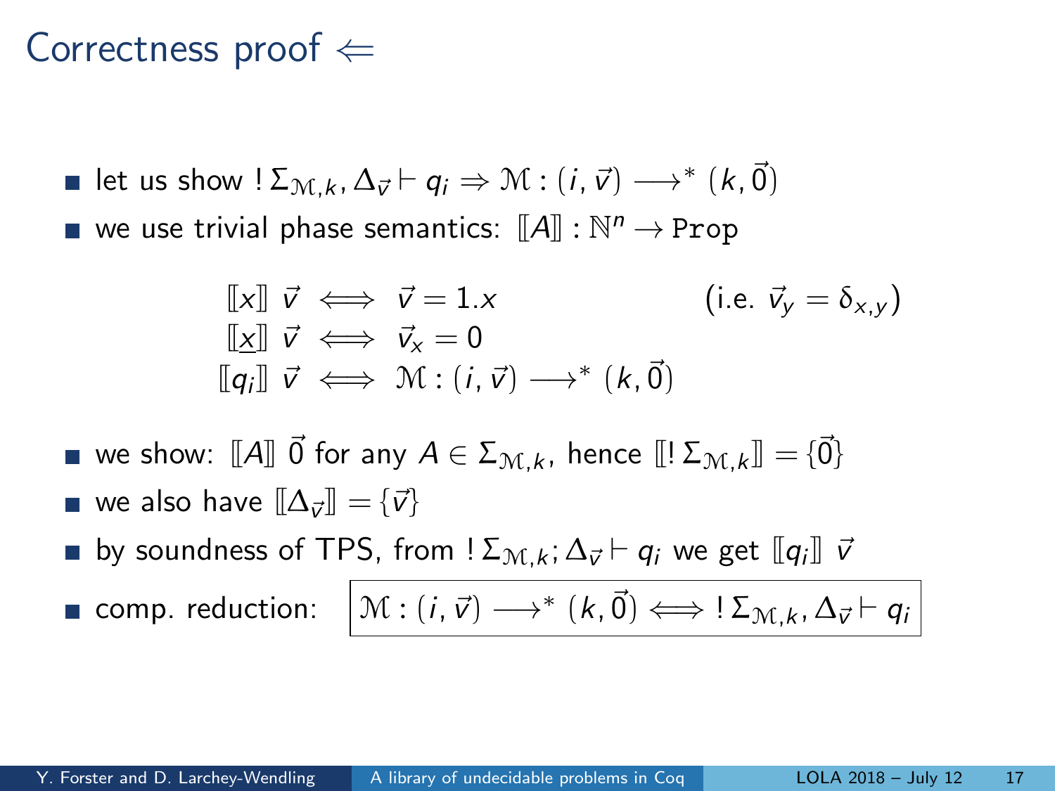# Correctness proof $\Leftarrow$

- let us show $!\,\Sigma_{\mathcal{M},k}, \Delta_{\vec{v}} \vdash q_i \Rightarrow \mathcal{M} : (i, \vec{v}) \longrightarrow^* (k, \vec{0})$
- we use trivial phase semantics: $[\![A]\!] : \mathbb{N}^n \to \texttt{Prop}$

$$
\begin{array}{rcll}
[\![x]\!]\ \vec{v} & \iff & \vec{v} = 1.x & \quad (\text{i.e. } \vec{v}_y = \delta_{x,y}) \\
[\![\underline{x}]\!]\ \vec{v} & \iff & \vec{v}_x = 0 & \\
[\![q_i]\!]\ \vec{v} & \iff & \mathcal{M} : (i, \vec{v}) \longrightarrow^* (k, \vec{0}) &
\end{array}
$$

- we show: $[\![A]\!]\ \vec{0}$ for any $A \in \Sigma_{\mathcal{M},k}$, hence $[\![!\,\Sigma_{\mathcal{M},k}]\!] = \{\vec{0}\}$
- we also have $[\![\Delta_{\vec{v}}]\!] = \{\vec{v}\}$
- by soundness of TPS, from $!\,\Sigma_{\mathcal{M},k}; \Delta_{\vec{v}} \vdash q_i$ we get $[\![q_i]\!]\ \vec{v}$
- comp. reduction: $\boxed{\mathcal{M} : (i, \vec{v}) \longrightarrow^* (k, \vec{0}) \iff !\,\Sigma_{\mathcal{M},k}, \Delta_{\vec{v}} \vdash q_i}$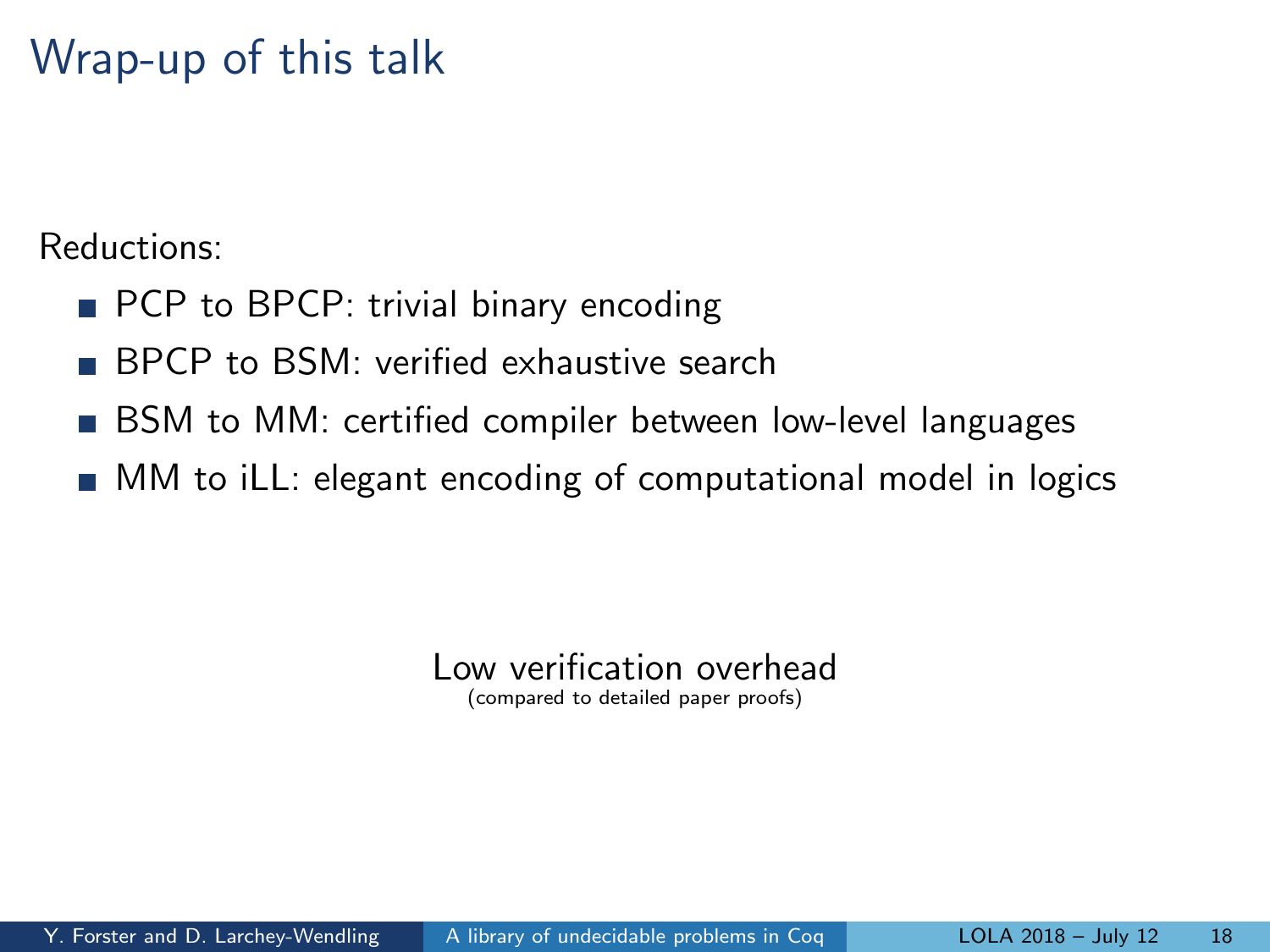# Wrap-up of this talk

Reductions:

- PCP to BPCP: trivial binary encoding
- BPCP to BSM: verified exhaustive search
- BSM to MM: certified compiler between low-level languages
- MM to iLL: elegant encoding of computational model in logics

Low verification overhead
(compared to detailed paper proofs)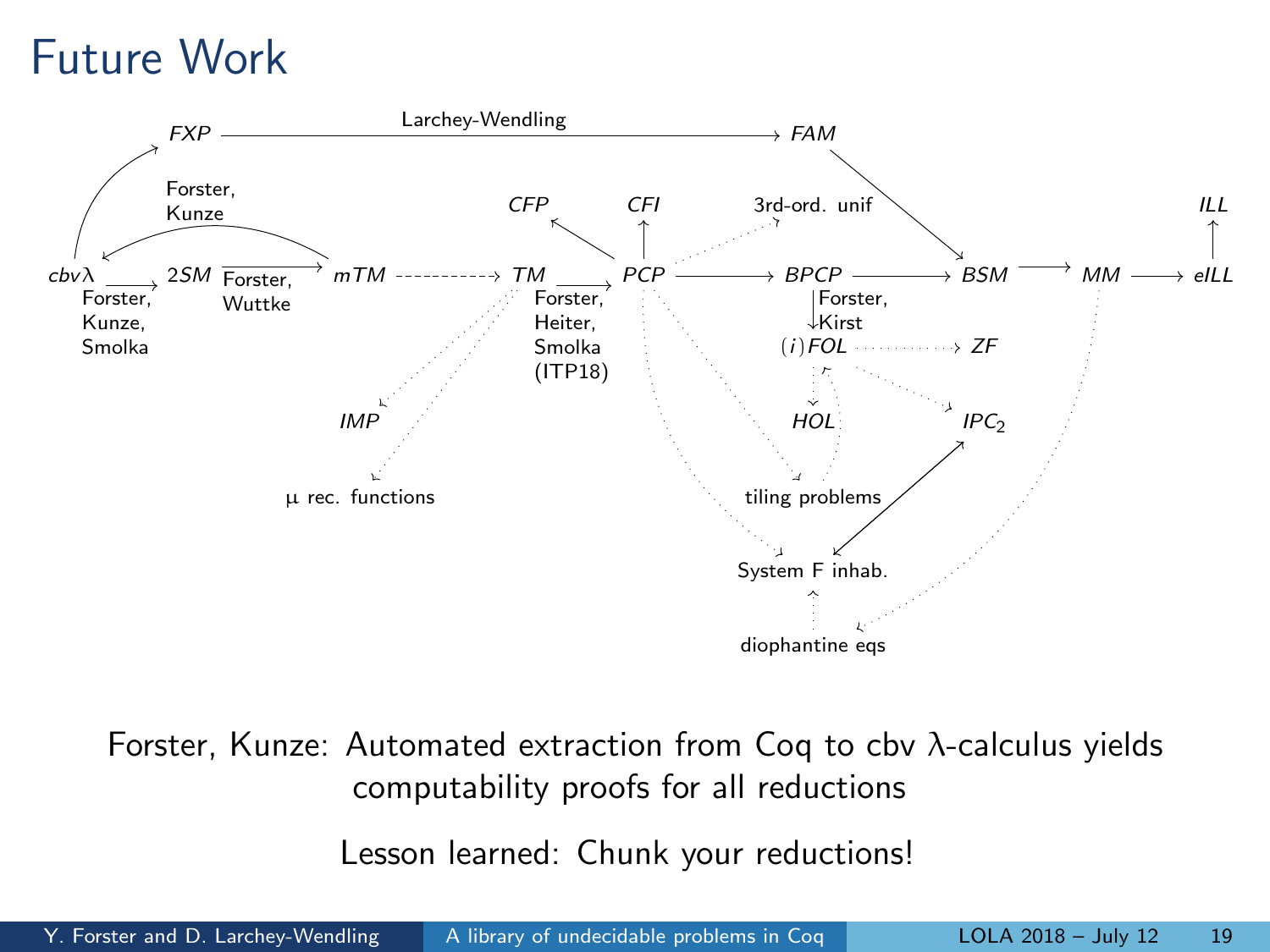# Future Work

Forster, Kunze: Automated extraction from Coq to cbv λ-calculus yields computability proofs for all reductions

Lesson learned: Chunk your reductions!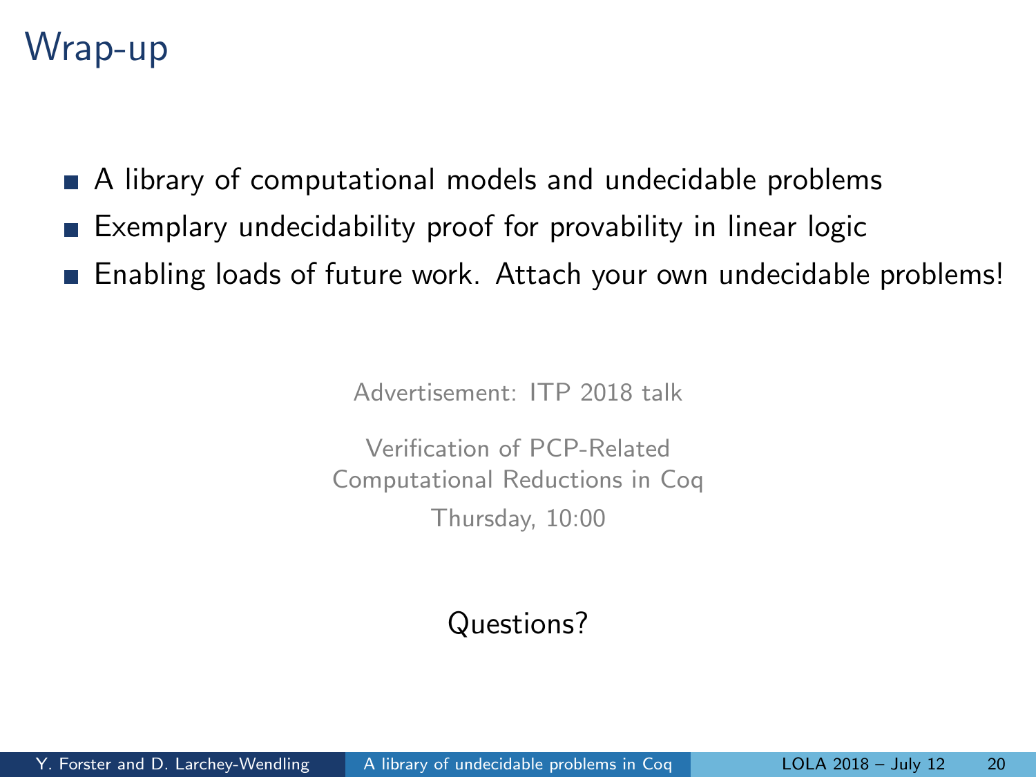# Wrap-up

- A library of computational models and undecidable problems
- Exemplary undecidability proof for provability in linear logic
- Enabling loads of future work. Attach your own undecidable problems!

Advertisement: ITP 2018 talk

Verification of PCP-Related Computational Reductions in Coq

Thursday, 10:00

Questions?